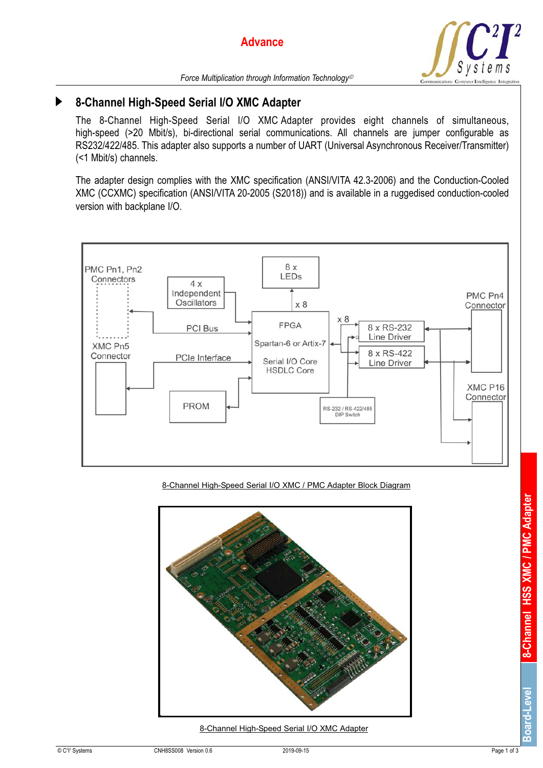Advance

*Force Multiplication through Information Technology©*

## 8-Channel High-Speed Serial I/O XMC Adapter

The 8-Channel High-Speed Serial I/O XMC Adapter provides eight channels of simultaneous, high-speed (>20 Mbit/s), bi-directional serial communications. All channels are jumper configurable as RS232/422/485. This adapter also supports a number of UART (Universal Asynchronous Receiver/Transmitter) (<1 Mbit/s) channels.

The adapter design complies with the XMC specification (ANSI/VITA 42.3-2006) and the Conduction-Cooled XMC (CCXMC) specification (ANSI/VITA 20-2005 (S2018)) and is available in a ruggedised conduction-cooled version with backplane I/O.

8-Channel High-Speed Serial I/O XMC / PMC Adapter Block Diagram

8-Channel High-Speed Serial I/O XMC Adapter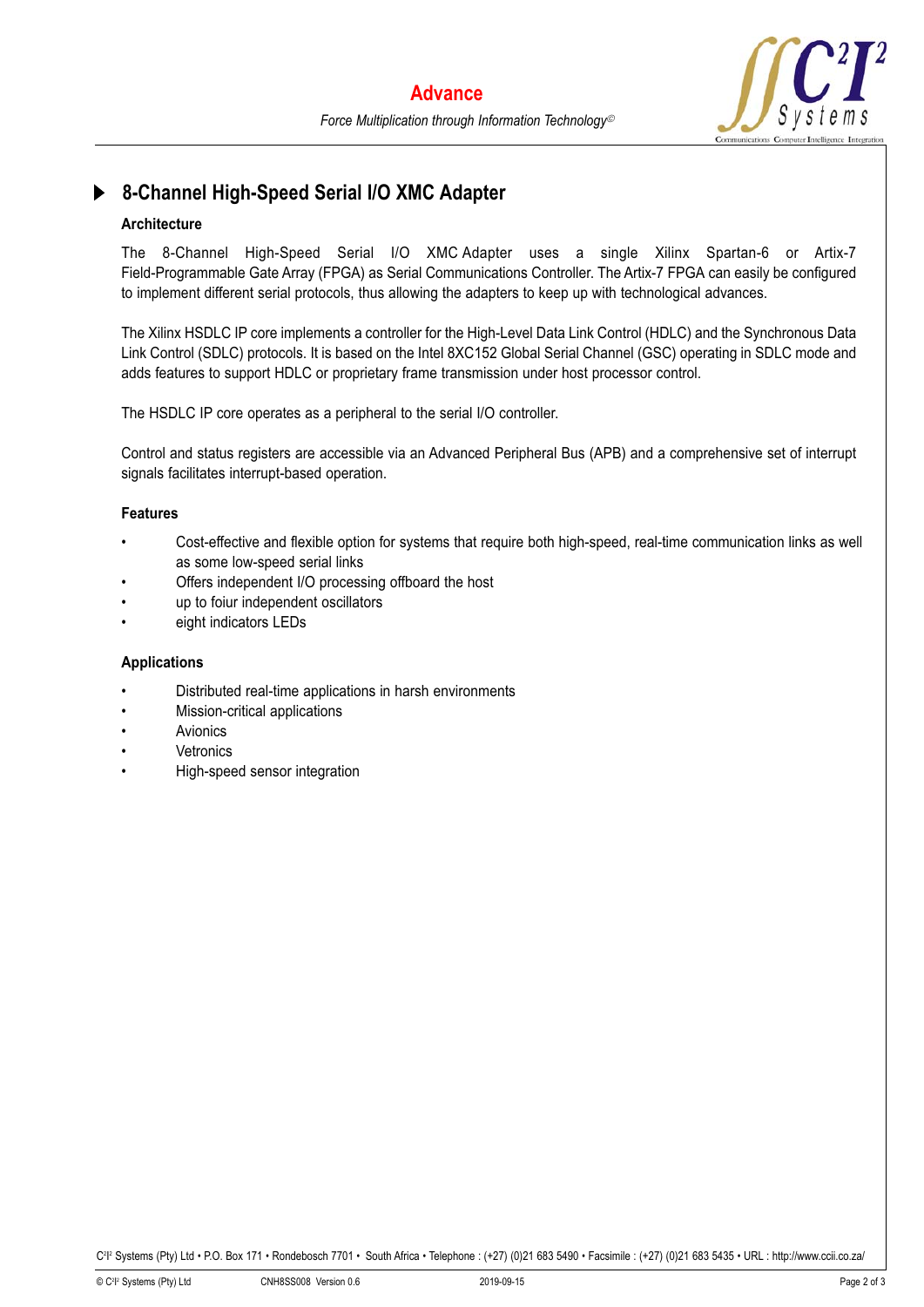## 8-Channel High-Speed Serial I/O XMC Adapter

### Architecture

The 8-Channel High-Speed Serial I/O XMC Adapter uses a single Xilinx Spartan-6 or Artix-7 Field-Programmable Gate Array (FPGA) as Serial Communications Controller. The Artix-7 FPGA can easily be configured to implement different serial protocols, thus allowing the adapters to keep up with technological advances.

The Xilinx HSDLC IP core implements a controller for the High-Level Data Link Control (HDLC) and the Synchronous Data Link Control (SDLC) protocols. It is based on the Intel 8XC152 Global Serial Channel (GSC) operating in SDLC mode and adds features to support HDLC or proprietary frame transmission under host processor control.

The HSDLC IP core operates as a peripheral to the serial I/O controller.

Control and status registers are accessible via an Advanced Peripheral Bus (APB) and a comprehensive set of interrupt signals facilitates interrupt-based operation.

### Features

- Cost-effective and flexible option for systems that require both high-speed, real-time communication links as well as some low-speed serial links
- Offers independent I/O processing offboard the host
- up to foiur independent oscillators
- eight indicators LEDs

### Applications

- Distributed real-time applications in harsh environments
- Mission-critical applications
- Avionics
- Vetronics
- High-speed sensor integration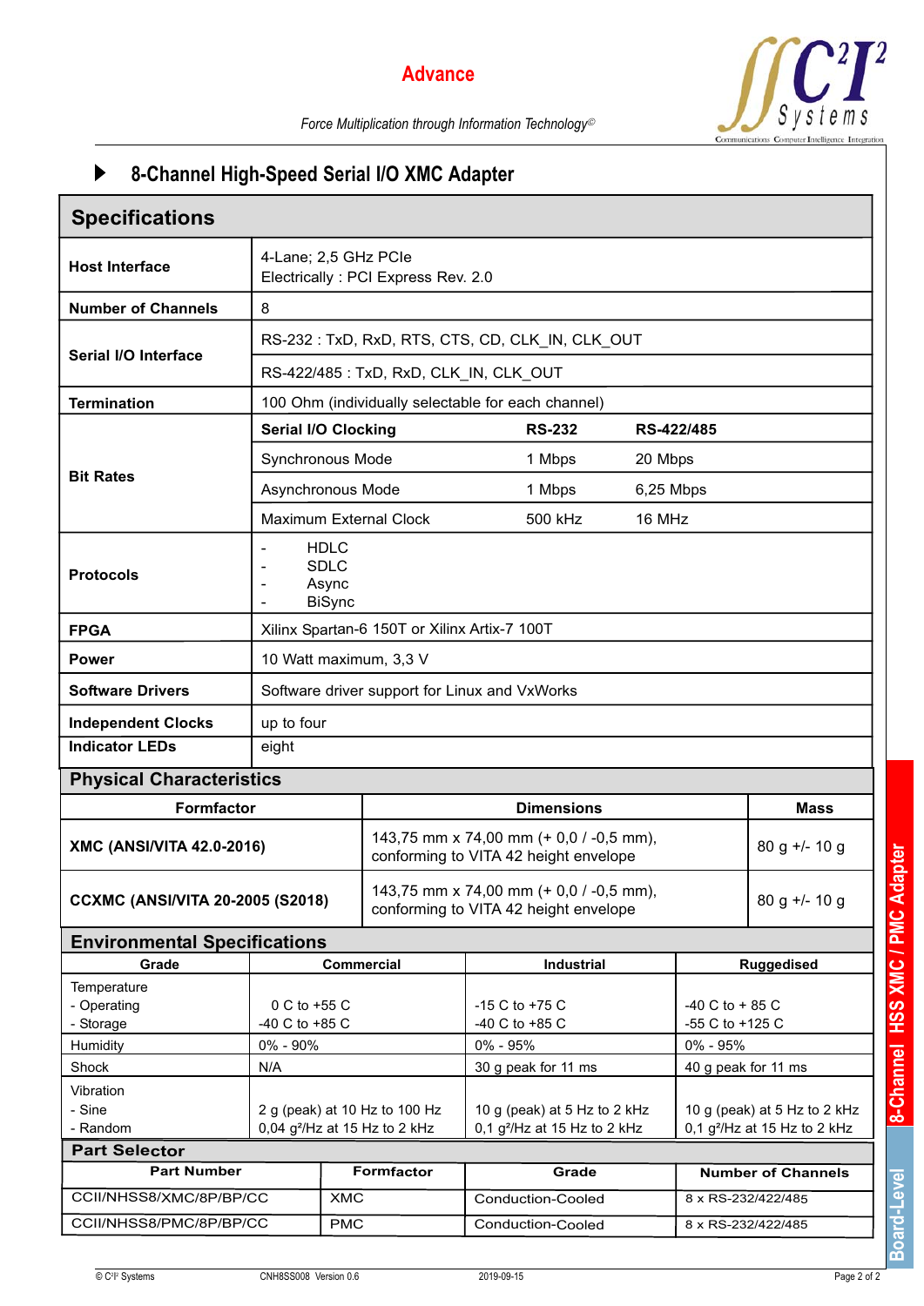Advance

*Force Multiplication through Information Technology©*

## 8-Channel High-Speed Serial I/O XMC Adapter

## Specifications

| | | | |
|---|---|---|---|
| **Host Interface** | 4-Lane; 2,5 GHz PCIe<br>Electrically : PCI Express Rev. 2.0 | | |
| **Number of Channels** | 8 | | |
| **Serial I/O Interface** | RS-232 : TxD, RxD, RTS, CTS, CD, CLK_IN, CLK_OUT | | |
| | RS-422/485 : TxD, RxD, CLK_IN, CLK_OUT | | |
| **Termination** | 100 Ohm (individually selectable for each channel) | | |
| **Bit Rates** | **Serial I/O Clocking** | **RS-232** | **RS-422/485** |
| | Synchronous Mode | 1 Mbps | 20 Mbps |
| | Asynchronous Mode | 1 Mbps | 6,25 Mbps |
| | Maximum External Clock | 500 kHz | 16 MHz |
| **Protocols** | - HDLC<br>- SDLC<br>- Async<br>- BiSync | | |
| **FPGA** | Xilinx Spartan-6 150T or Xilinx Artix-7 100T | | |
| **Power** | 10 Watt maximum, 3,3 V | | |
| **Software Drivers** | Software driver support for Linux and VxWorks | | |
| **Independent Clocks** | up to four | | |
| **Indicator LEDs** | eight | | |

## Physical Characteristics

| Formfactor | Dimensions | Mass |
|---|---|---|
| **XMC (ANSI/VITA 42.0-2016)** | 143,75 mm x 74,00 mm (+ 0,0 / -0,5 mm), conforming to VITA 42 height envelope | 80 g +/- 10 g |
| **CCXMC (ANSI/VITA 20-2005 (S2018)** | 143,75 mm x 74,00 mm (+ 0,0 / -0,5 mm), conforming to VITA 42 height envelope | 80 g +/- 10 g |

## Environmental Specifications

| Grade | Commercial | Industrial | Ruggedised |
|---|---|---|---|
| Temperature<br>- Operating<br>- Storage | <br>0 C to +55 C<br>-40 C to +85 C | <br>-15 C to +75 C<br>-40 C to +85 C | <br>-40 C to + 85 C<br>-55 C to +125 C |
| Humidity | 0% - 90% | 0% - 95% | 0% - 95% |
| Shock | N/A | 30 g peak for 11 ms | 40 g peak for 11 ms |
| Vibration<br>- Sine<br>- Random | <br>2 g (peak) at 10 Hz to 100 Hz<br>0,04 g²/Hz at 15 Hz to 2 kHz | <br>10 g (peak) at 5 Hz to 2 kHz<br>0,1 g²/Hz at 15 Hz to 2 kHz | <br>10 g (peak) at 5 Hz to 2 kHz<br>0,1 g²/Hz at 15 Hz to 2 kHz |

## Part Selector

| Part Number | Formfactor | Grade | Number of Channels |
|---|---|---|---|
| CCII/NHSS8/XMC/8P/BP/CC | XMC | Conduction-Cooled | 8 x RS-232/422/485 |
| CCII/NHSS8/PMC/8P/BP/CC | PMC | Conduction-Cooled | 8 x RS-232/422/485 |

Board-Level 8-Channel HSS XMC / PMC Adapter

© C²I² Systems CNH8SS008 Version 0.6 2019-09-15